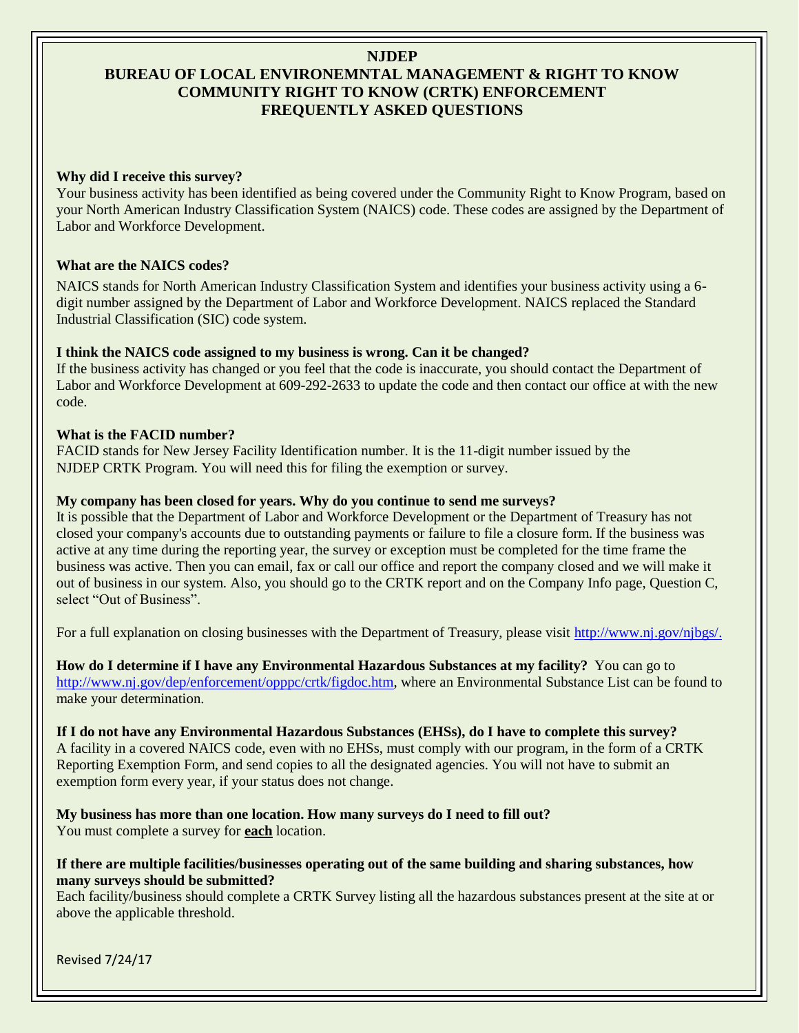# NJDEP

## BUREAU OF LOCAL ENVIRONEMNTAL MANAGEMENT & RIGHT TO KNOW

## COMMUNITY RIGHT TO KNOW (CRTK) ENFORCEMENT

## FREQUENTLY ASKED QUESTIONS

**Why did I receive this survey?**

Your business activity has been identified as being covered under the Community Right to Know Program, based on your North American Industry Classification System (NAICS) code. These codes are assigned by the Department of Labor and Workforce Development.

**What are the NAICS codes?**

NAICS stands for North American Industry Classification System and identifies your business activity using a 6-digit number assigned by the Department of Labor and Workforce Development. NAICS replaced the Standard Industrial Classification (SIC) code system.

**I think the NAICS code assigned to my business is wrong. Can it be changed?**

If the business activity has changed or you feel that the code is inaccurate, you should contact the Department of Labor and Workforce Development at 609-292-2633 to update the code and then contact our office at with the new code.

**What is the FACID number?**

FACID stands for New Jersey Facility Identification number. It is the 11-digit number issued by the NJDEP CRTK Program. You will need this for filing the exemption or survey.

**My company has been closed for years. Why do you continue to send me surveys?**

It is possible that the Department of Labor and Workforce Development or the Department of Treasury has not closed your company's accounts due to outstanding payments or failure to file a closure form. If the business was active at any time during the reporting year, the survey or exception must be completed for the time frame the business was active. Then you can email, fax or call our office and report the company closed and we will make it out of business in our system. Also, you should go to the CRTK report and on the Company Info page, Question C, select "Out of Business".

For a full explanation on closing businesses with the Department of Treasury, please visit http://www.nj.gov/njbgs/.

**How do I determine if I have any Environmental Hazardous Substances at my facility?** You can go to http://www.nj.gov/dep/enforcement/opppc/crtk/figdoc.htm, where an Environmental Substance List can be found to make your determination.

**If I do not have any Environmental Hazardous Substances (EHSs), do I have to complete this survey?**

A facility in a covered NAICS code, even with no EHSs, must comply with our program, in the form of a CRTK Reporting Exemption Form, and send copies to all the designated agencies. You will not have to submit an exemption form every year, if your status does not change.

**My business has more than one location. How many surveys do I need to fill out?**

You must complete a survey for **each** location.

**If there are multiple facilities/businesses operating out of the same building and sharing substances, how many surveys should be submitted?**

Each facility/business should complete a CRTK Survey listing all the hazardous substances present at the site at or above the applicable threshold.

Revised 7/24/17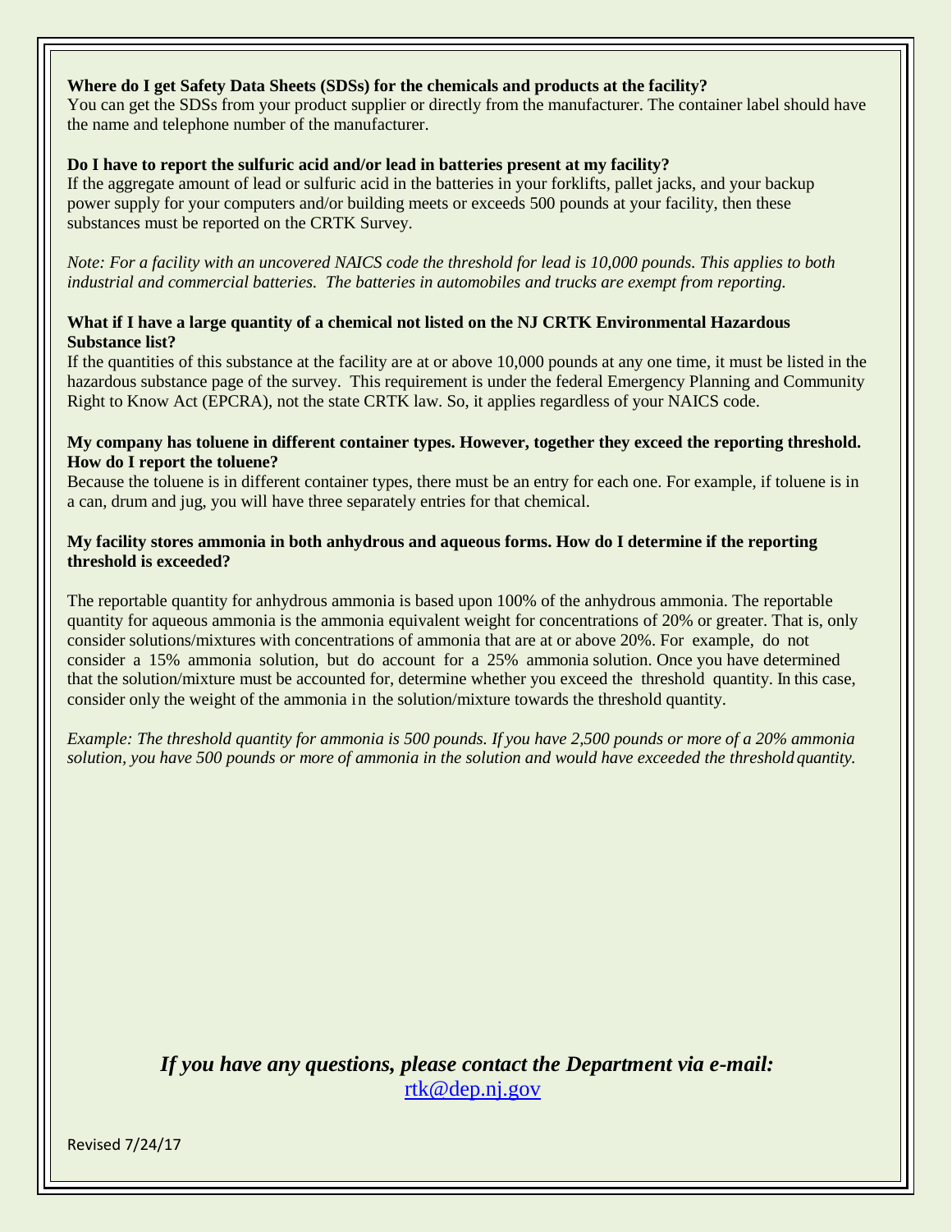**Where do I get Safety Data Sheets (SDSs) for the chemicals and products at the facility?**

You can get the SDSs from your product supplier or directly from the manufacturer. The container label should have the name and telephone number of the manufacturer.

**Do I have to report the sulfuric acid and/or lead in batteries present at my facility?**

If the aggregate amount of lead or sulfuric acid in the batteries in your forklifts, pallet jacks, and your backup power supply for your computers and/or building meets or exceeds 500 pounds at your facility, then these substances must be reported on the CRTK Survey.

*Note: For a facility with an uncovered NAICS code the threshold for lead is 10,000 pounds. This applies to both industrial and commercial batteries. The batteries in automobiles and trucks are exempt from reporting.*

**What if I have a large quantity of a chemical not listed on the NJ CRTK Environmental Hazardous Substance list?**

If the quantities of this substance at the facility are at or above 10,000 pounds at any one time, it must be listed in the hazardous substance page of the survey. This requirement is under the federal Emergency Planning and Community Right to Know Act (EPCRA), not the state CRTK law. So, it applies regardless of your NAICS code.

**My company has toluene in different container types. However, together they exceed the reporting threshold. How do I report the toluene?**

Because the toluene is in different container types, there must be an entry for each one. For example, if toluene is in a can, drum and jug, you will have three separately entries for that chemical.

**My facility stores ammonia in both anhydrous and aqueous forms. How do I determine if the reporting threshold is exceeded?**

The reportable quantity for anhydrous ammonia is based upon 100% of the anhydrous ammonia. The reportable quantity for aqueous ammonia is the ammonia equivalent weight for concentrations of 20% or greater. That is, only consider solutions/mixtures with concentrations of ammonia that are at or above 20%. For example, do not consider a 15% ammonia solution, but do account for a 25% ammonia solution. Once you have determined that the solution/mixture must be accounted for, determine whether you exceed the threshold quantity. In this case, consider only the weight of the ammonia in the solution/mixture towards the threshold quantity.

*Example: The threshold quantity for ammonia is 500 pounds. If you have 2,500 pounds or more of a 20% ammonia solution, you have 500 pounds or more of ammonia in the solution and would have exceeded the threshold quantity.*

***If you have any questions, please contact the Department via e-mail:***

[rtk@dep.nj.gov](mailto:rtk@dep.nj.gov)

Revised 7/24/17